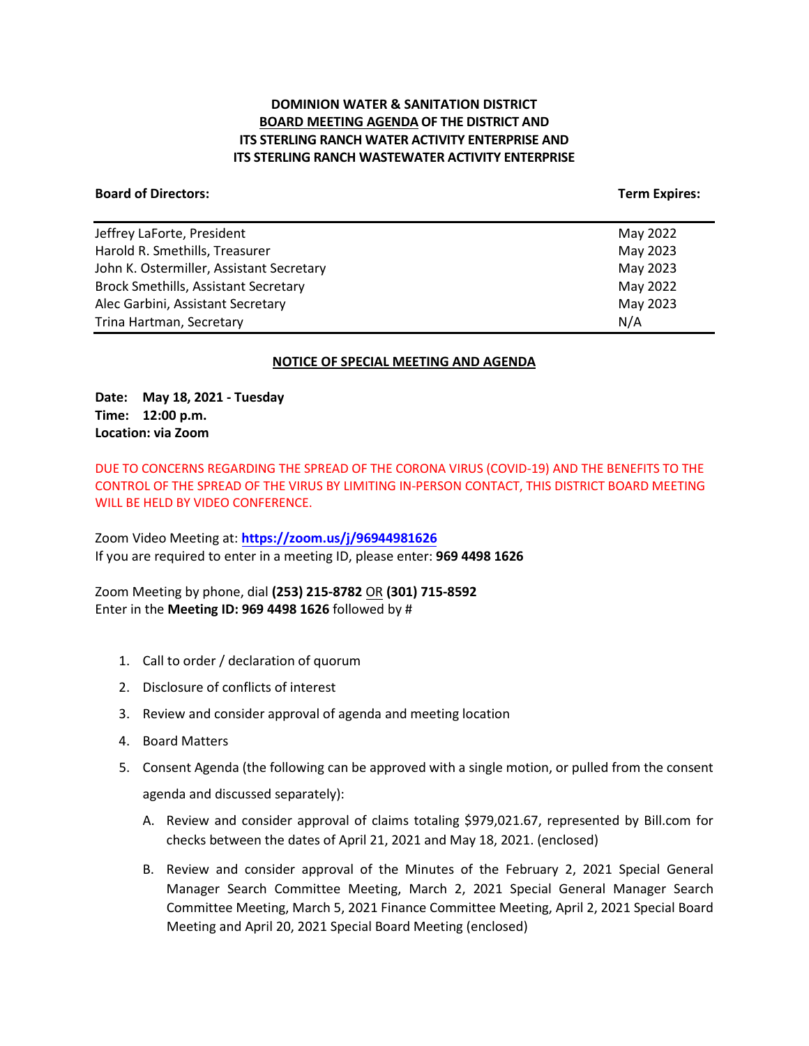**DOMINION WATER & SANITATION DISTRICT**
**BOARD MEETING AGENDA OF THE DISTRICT AND**
**ITS STERLING RANCH WATER ACTIVITY ENTERPRISE AND**
**ITS STERLING RANCH WASTEWATER ACTIVITY ENTERPRISE**

| **Board of Directors:** | **Term Expires:** |
|---|---|
| Jeffrey LaForte, President | May 2022 |
| Harold R. Smethills, Treasurer | May 2023 |
| John K. Ostermiller, Assistant Secretary | May 2023 |
| Brock Smethills, Assistant Secretary | May 2022 |
| Alec Garbini, Assistant Secretary | May 2023 |
| Trina Hartman, Secretary | N/A |

**NOTICE OF SPECIAL MEETING AND AGENDA**

**Date: May 18, 2021 - Tuesday**
**Time: 12:00 p.m.**
**Location: via Zoom**

DUE TO CONCERNS REGARDING THE SPREAD OF THE CORONA VIRUS (COVID-19) AND THE BENEFITS TO THE CONTROL OF THE SPREAD OF THE VIRUS BY LIMITING IN-PERSON CONTACT, THIS DISTRICT BOARD MEETING WILL BE HELD BY VIDEO CONFERENCE.

Zoom Video Meeting at: **https://zoom.us/j/96944981626**
If you are required to enter in a meeting ID, please enter: **969 4498 1626**

Zoom Meeting by phone, dial **(253) 215-8782** OR **(301) 715-8592**
Enter in the **Meeting ID: 969 4498 1626** followed by #

1. Call to order / declaration of quorum
2. Disclosure of conflicts of interest
3. Review and consider approval of agenda and meeting location
4. Board Matters
5. Consent Agenda (the following can be approved with a single motion, or pulled from the consent agenda and discussed separately):
   A. Review and consider approval of claims totaling $979,021.67, represented by Bill.com for checks between the dates of April 21, 2021 and May 18, 2021. (enclosed)
   B. Review and consider approval of the Minutes of the February 2, 2021 Special General Manager Search Committee Meeting, March 2, 2021 Special General Manager Search Committee Meeting, March 5, 2021 Finance Committee Meeting, April 2, 2021 Special Board Meeting and April 20, 2021 Special Board Meeting (enclosed)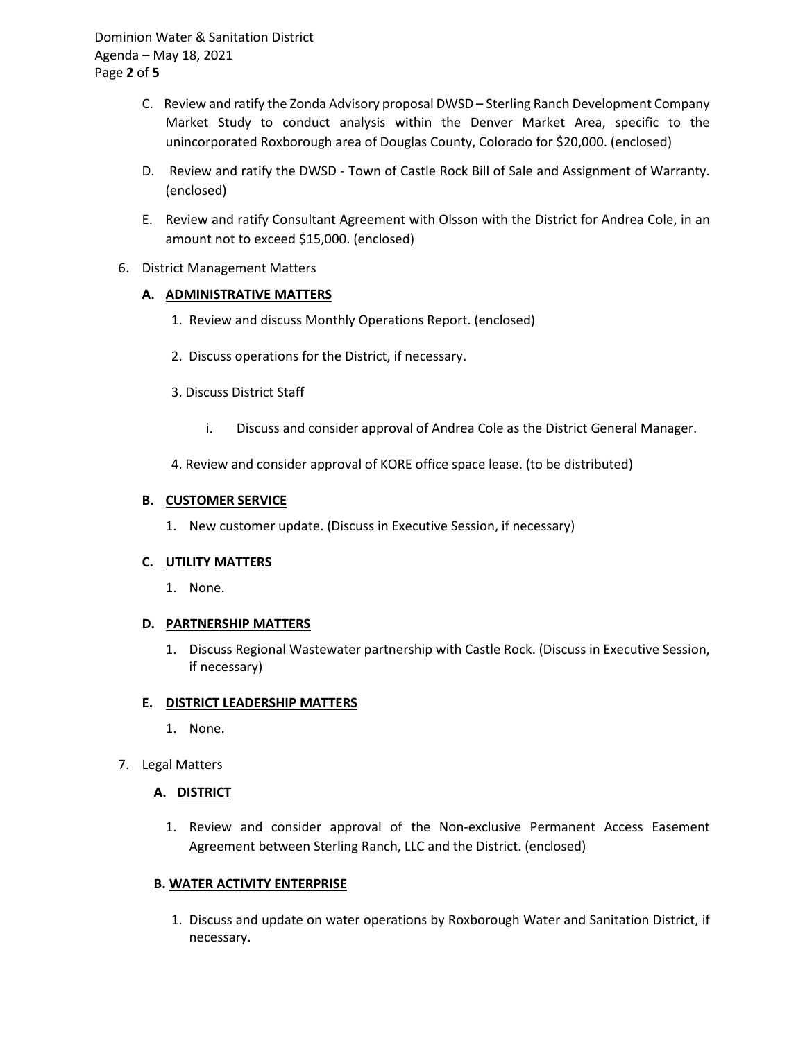C. Review and ratify the Zonda Advisory proposal DWSD – Sterling Ranch Development Company Market Study to conduct analysis within the Denver Market Area, specific to the unincorporated Roxborough area of Douglas County, Colorado for $20,000. (enclosed)

D. Review and ratify the DWSD - Town of Castle Rock Bill of Sale and Assignment of Warranty. (enclosed)

E. Review and ratify Consultant Agreement with Olsson with the District for Andrea Cole, in an amount not to exceed $15,000. (enclosed)

6. District Management Matters

   **A. ADMINISTRATIVE MATTERS**

   1. Review and discuss Monthly Operations Report. (enclosed)

   2. Discuss operations for the District, if necessary.

   3. Discuss District Staff

      i. Discuss and consider approval of Andrea Cole as the District General Manager.

   4. Review and consider approval of KORE office space lease. (to be distributed)

   **B. CUSTOMER SERVICE**

   1. New customer update. (Discuss in Executive Session, if necessary)

   **C. UTILITY MATTERS**

   1. None.

   **D. PARTNERSHIP MATTERS**

   1. Discuss Regional Wastewater partnership with Castle Rock. (Discuss in Executive Session, if necessary)

   **E. DISTRICT LEADERSHIP MATTERS**

   1. None.

7. Legal Matters

   **A. DISTRICT**

   1. Review and consider approval of the Non-exclusive Permanent Access Easement Agreement between Sterling Ranch, LLC and the District. (enclosed)

   **B. WATER ACTIVITY ENTERPRISE**

   1. Discuss and update on water operations by Roxborough Water and Sanitation District, if necessary.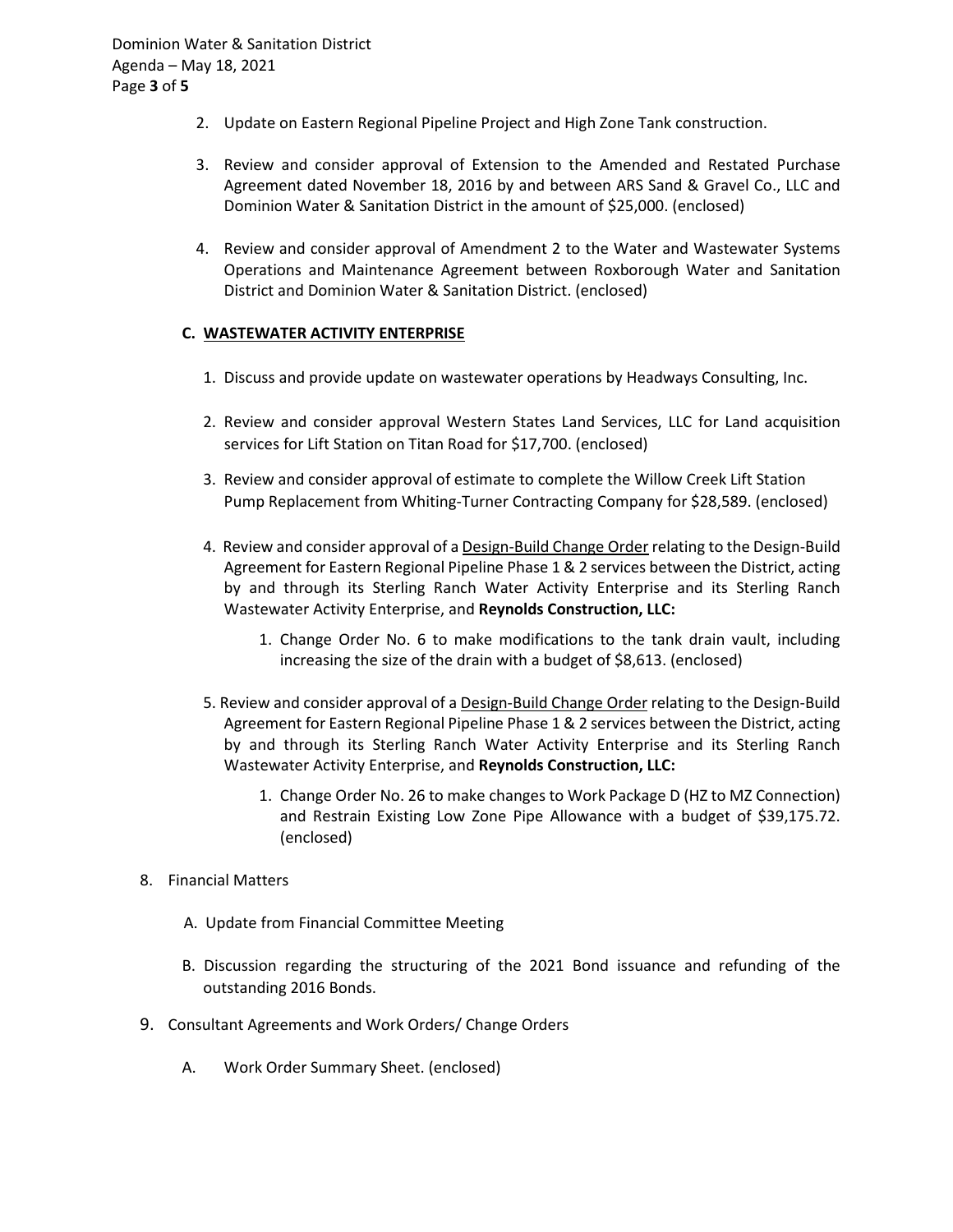2. Update on Eastern Regional Pipeline Project and High Zone Tank construction.

3. Review and consider approval of Extension to the Amended and Restated Purchase Agreement dated November 18, 2016 by and between ARS Sand & Gravel Co., LLC and Dominion Water & Sanitation District in the amount of $25,000. (enclosed)

4. Review and consider approval of Amendment 2 to the Water and Wastewater Systems Operations and Maintenance Agreement between Roxborough Water and Sanitation District and Dominion Water & Sanitation District. (enclosed)

**C. WASTEWATER ACTIVITY ENTERPRISE**

1. Discuss and provide update on wastewater operations by Headways Consulting, Inc.

2. Review and consider approval Western States Land Services, LLC for Land acquisition services for Lift Station on Titan Road for $17,700. (enclosed)

3. Review and consider approval of estimate to complete the Willow Creek Lift Station Pump Replacement from Whiting-Turner Contracting Company for $28,589. (enclosed)

4. Review and consider approval of a Design-Build Change Order relating to the Design-Build Agreement for Eastern Regional Pipeline Phase 1 & 2 services between the District, acting by and through its Sterling Ranch Water Activity Enterprise and its Sterling Ranch Wastewater Activity Enterprise, and **Reynolds Construction, LLC:**

    1. Change Order No. 6 to make modifications to the tank drain vault, including increasing the size of the drain with a budget of $8,613. (enclosed)

5. Review and consider approval of a Design-Build Change Order relating to the Design-Build Agreement for Eastern Regional Pipeline Phase 1 & 2 services between the District, acting by and through its Sterling Ranch Water Activity Enterprise and its Sterling Ranch Wastewater Activity Enterprise, and **Reynolds Construction, LLC:**

    1. Change Order No. 26 to make changes to Work Package D (HZ to MZ Connection) and Restrain Existing Low Zone Pipe Allowance with a budget of $39,175.72. (enclosed)

8. Financial Matters

    A. Update from Financial Committee Meeting

    B. Discussion regarding the structuring of the 2021 Bond issuance and refunding of the outstanding 2016 Bonds.

9. Consultant Agreements and Work Orders/ Change Orders

    A. Work Order Summary Sheet. (enclosed)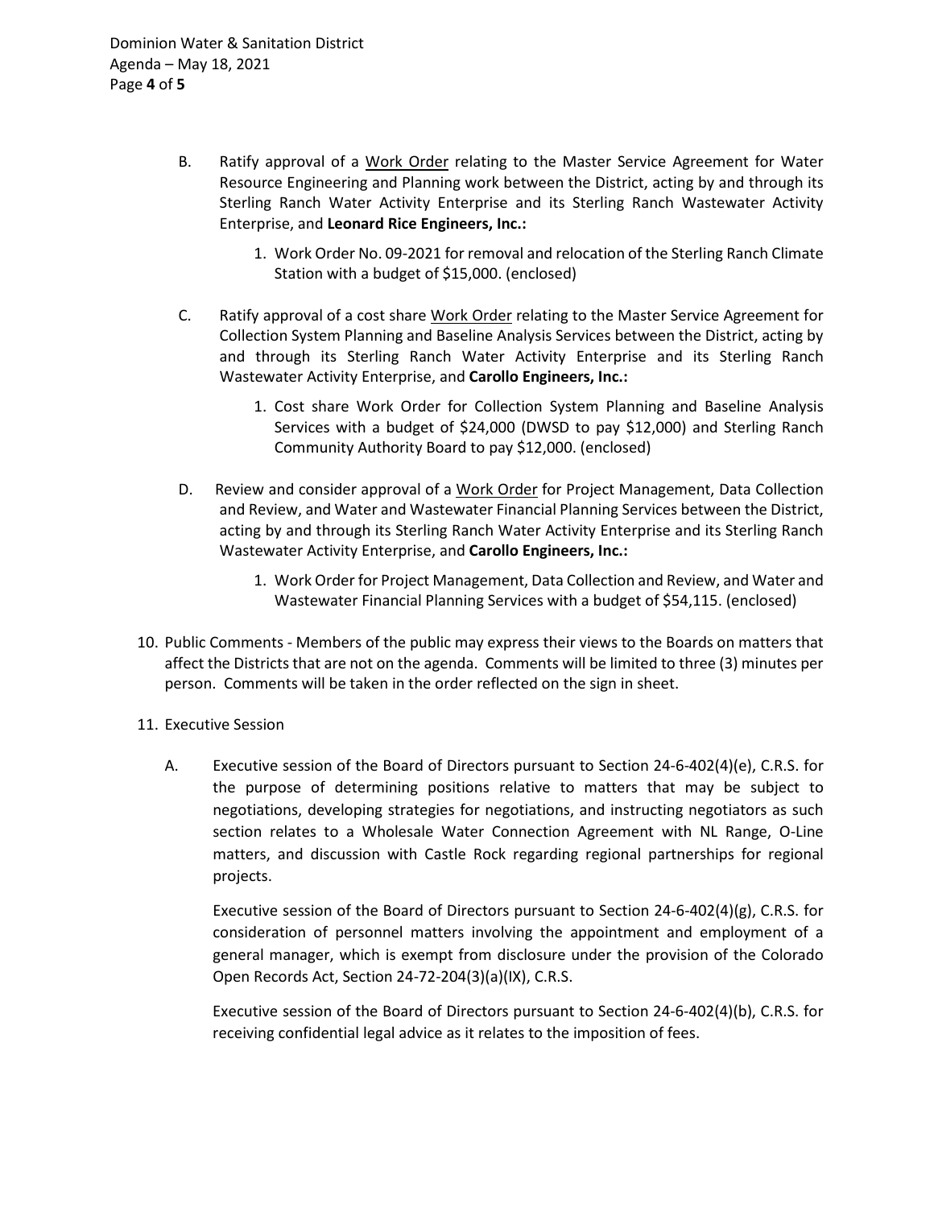B. Ratify approval of a <u>Work Order</u> relating to the Master Service Agreement for Water Resource Engineering and Planning work between the District, acting by and through its Sterling Ranch Water Activity Enterprise and its Sterling Ranch Wastewater Activity Enterprise, and **Leonard Rice Engineers, Inc.:**

   1. Work Order No. 09-2021 for removal and relocation of the Sterling Ranch Climate Station with a budget of $15,000. (enclosed)

C. Ratify approval of a cost share <u>Work Order</u> relating to the Master Service Agreement for Collection System Planning and Baseline Analysis Services between the District, acting by and through its Sterling Ranch Water Activity Enterprise and its Sterling Ranch Wastewater Activity Enterprise, and **Carollo Engineers, Inc.:**

   1. Cost share Work Order for Collection System Planning and Baseline Analysis Services with a budget of $24,000 (DWSD to pay $12,000) and Sterling Ranch Community Authority Board to pay $12,000. (enclosed)

D. Review and consider approval of a <u>Work Order</u> for Project Management, Data Collection and Review, and Water and Wastewater Financial Planning Services between the District, acting by and through its Sterling Ranch Water Activity Enterprise and its Sterling Ranch Wastewater Activity Enterprise, and **Carollo Engineers, Inc.:**

   1. Work Order for Project Management, Data Collection and Review, and Water and Wastewater Financial Planning Services with a budget of $54,115. (enclosed)

10. Public Comments - Members of the public may express their views to the Boards on matters that affect the Districts that are not on the agenda. Comments will be limited to three (3) minutes per person. Comments will be taken in the order reflected on the sign in sheet.

11. Executive Session

A. Executive session of the Board of Directors pursuant to Section 24-6-402(4)(e), C.R.S. for the purpose of determining positions relative to matters that may be subject to negotiations, developing strategies for negotiations, and instructing negotiators as such section relates to a Wholesale Water Connection Agreement with NL Range, O-Line matters, and discussion with Castle Rock regarding regional partnerships for regional projects.

   Executive session of the Board of Directors pursuant to Section 24-6-402(4)(g), C.R.S. for consideration of personnel matters involving the appointment and employment of a general manager, which is exempt from disclosure under the provision of the Colorado Open Records Act, Section 24-72-204(3)(a)(IX), C.R.S.

   Executive session of the Board of Directors pursuant to Section 24-6-402(4)(b), C.R.S. for receiving confidential legal advice as it relates to the imposition of fees.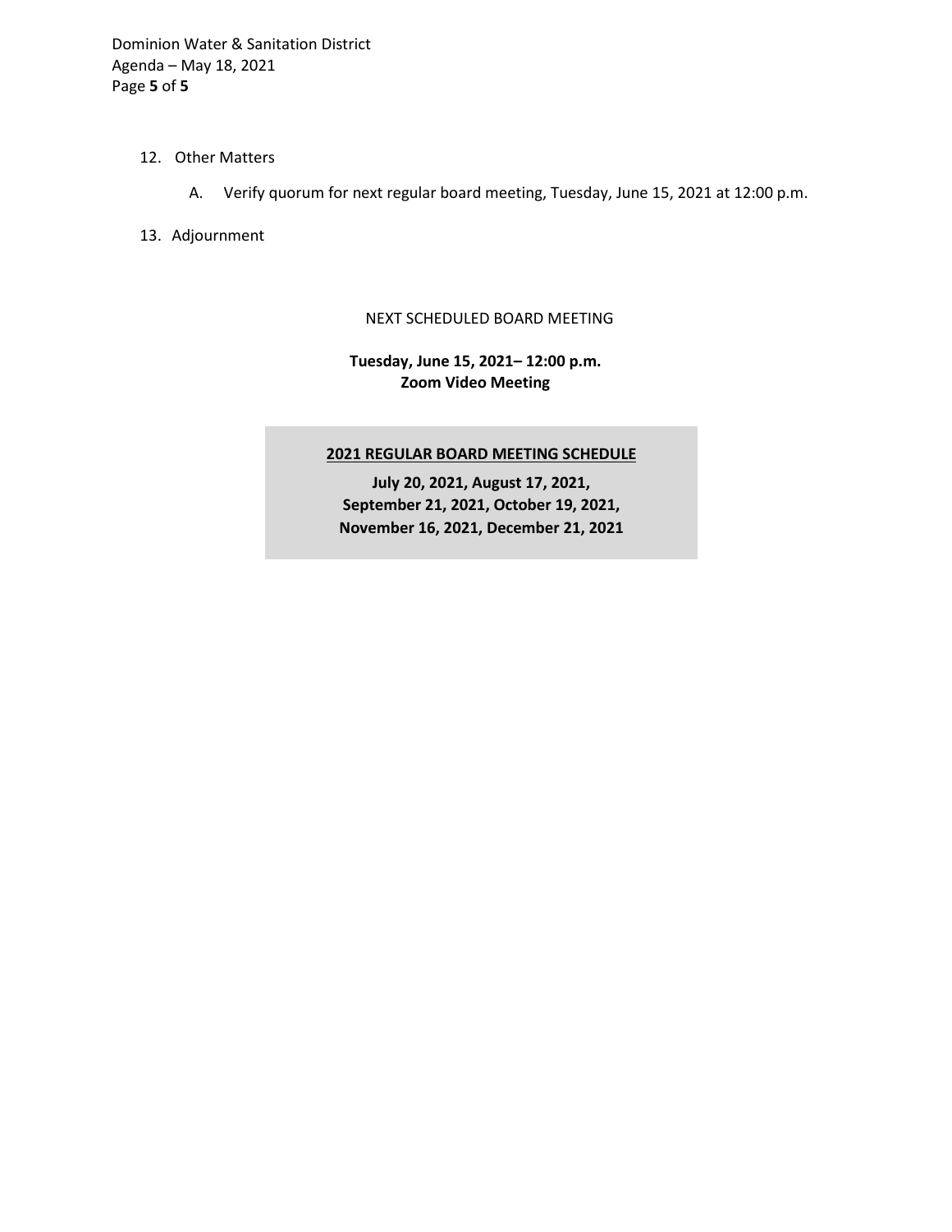12. Other Matters

    A. Verify quorum for next regular board meeting, Tuesday, June 15, 2021 at 12:00 p.m.

13. Adjournment

NEXT SCHEDULED BOARD MEETING

**Tuesday, June 15, 2021– 12:00 p.m.**
**Zoom Video Meeting**

**2021 REGULAR BOARD MEETING SCHEDULE**

**July 20, 2021, August 17, 2021,**
**September 21, 2021, October 19, 2021,**
**November 16, 2021, December 21, 2021**